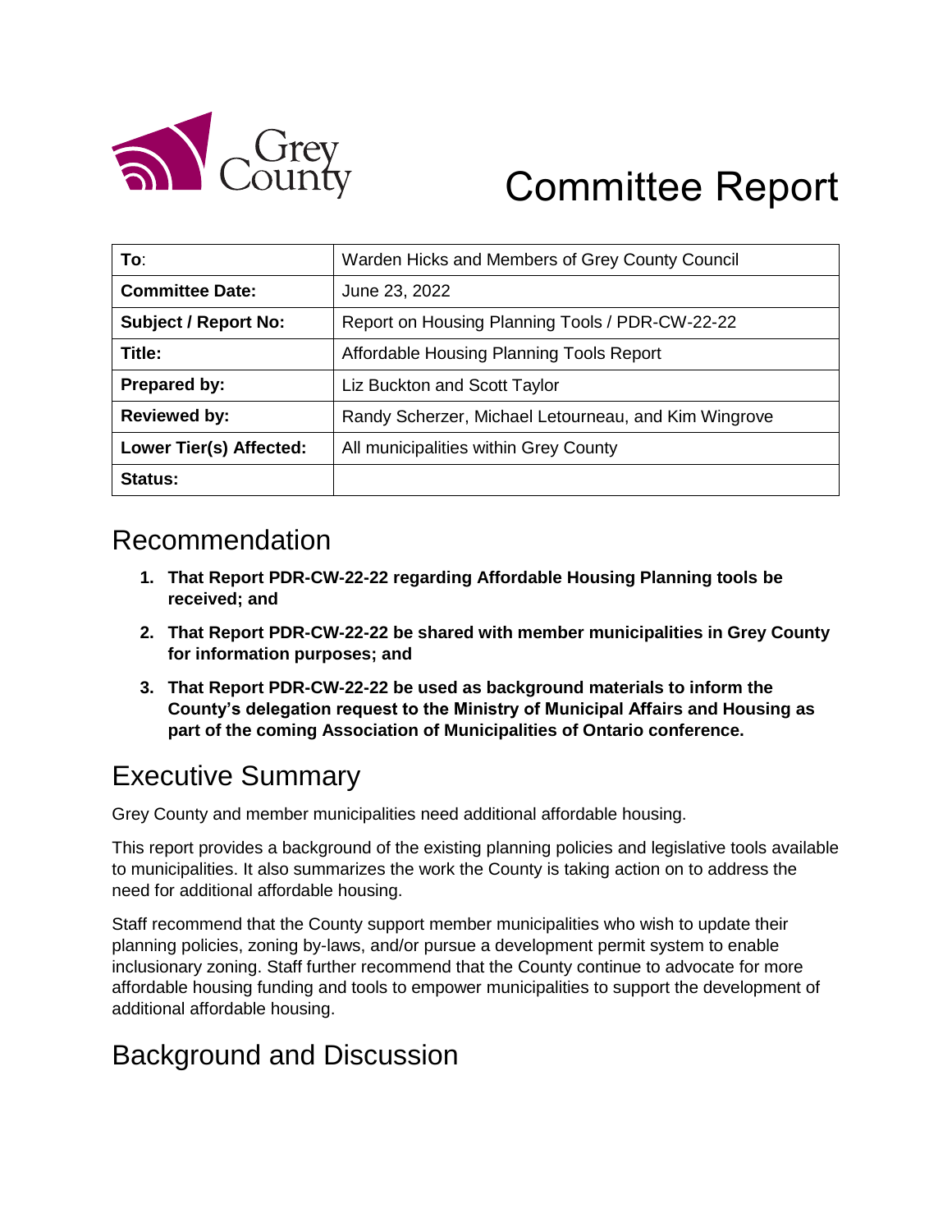# Committee Report

| To: | Warden Hicks and Members of Grey County Council |
|---|---|
| **Committee Date:** | June 23, 2022 |
| **Subject / Report No:** | Report on Housing Planning Tools / PDR-CW-22-22 |
| **Title:** | Affordable Housing Planning Tools Report |
| **Prepared by:** | Liz Buckton and Scott Taylor |
| **Reviewed by:** | Randy Scherzer, Michael Letourneau, and Kim Wingrove |
| **Lower Tier(s) Affected:** | All municipalities within Grey County |
| **Status:** | |

## Recommendation

1. **That Report PDR-CW-22-22 regarding Affordable Housing Planning tools be received; and**
2. **That Report PDR-CW-22-22 be shared with member municipalities in Grey County for information purposes; and**
3. **That Report PDR-CW-22-22 be used as background materials to inform the County's delegation request to the Ministry of Municipal Affairs and Housing as part of the coming Association of Municipalities of Ontario conference.**

## Executive Summary

Grey County and member municipalities need additional affordable housing.

This report provides a background of the existing planning policies and legislative tools available to municipalities. It also summarizes the work the County is taking action on to address the need for additional affordable housing.

Staff recommend that the County support member municipalities who wish to update their planning policies, zoning by-laws, and/or pursue a development permit system to enable inclusionary zoning. Staff further recommend that the County continue to advocate for more affordable housing funding and tools to empower municipalities to support the development of additional affordable housing.

## Background and Discussion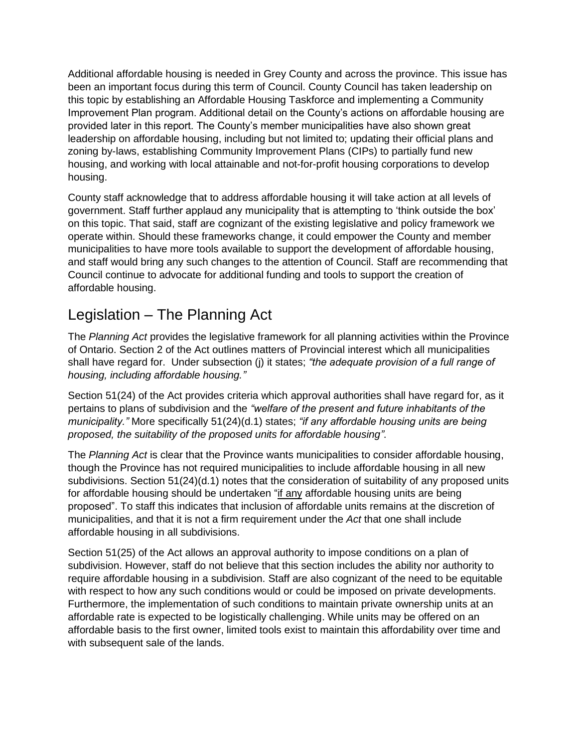Additional affordable housing is needed in Grey County and across the province. This issue has been an important focus during this term of Council. County Council has taken leadership on this topic by establishing an Affordable Housing Taskforce and implementing a Community Improvement Plan program. Additional detail on the County's actions on affordable housing are provided later in this report. The County's member municipalities have also shown great leadership on affordable housing, including but not limited to; updating their official plans and zoning by-laws, establishing Community Improvement Plans (CIPs) to partially fund new housing, and working with local attainable and not-for-profit housing corporations to develop housing.

County staff acknowledge that to address affordable housing it will take action at all levels of government. Staff further applaud any municipality that is attempting to 'think outside the box' on this topic. That said, staff are cognizant of the existing legislative and policy framework we operate within. Should these frameworks change, it could empower the County and member municipalities to have more tools available to support the development of affordable housing, and staff would bring any such changes to the attention of Council. Staff are recommending that Council continue to advocate for additional funding and tools to support the creation of affordable housing.

## Legislation – The Planning Act

The *Planning Act* provides the legislative framework for all planning activities within the Province of Ontario. Section 2 of the Act outlines matters of Provincial interest which all municipalities shall have regard for. Under subsection (j) it states; *"the adequate provision of a full range of housing, including affordable housing."*

Section 51(24) of the Act provides criteria which approval authorities shall have regard for, as it pertains to plans of subdivision and the *"welfare of the present and future inhabitants of the municipality."* More specifically 51(24)(d.1) states; *"if any affordable housing units are being proposed, the suitability of the proposed units for affordable housing"*.

The *Planning Act* is clear that the Province wants municipalities to consider affordable housing, though the Province has not required municipalities to include affordable housing in all new subdivisions. Section 51(24)(d.1) notes that the consideration of suitability of any proposed units for affordable housing should be undertaken "<u>if any</u> affordable housing units are being proposed". To staff this indicates that inclusion of affordable units remains at the discretion of municipalities, and that it is not a firm requirement under the *Act* that one shall include affordable housing in all subdivisions.

Section 51(25) of the Act allows an approval authority to impose conditions on a plan of subdivision. However, staff do not believe that this section includes the ability nor authority to require affordable housing in a subdivision. Staff are also cognizant of the need to be equitable with respect to how any such conditions would or could be imposed on private developments. Furthermore, the implementation of such conditions to maintain private ownership units at an affordable rate is expected to be logistically challenging. While units may be offered on an affordable basis to the first owner, limited tools exist to maintain this affordability over time and with subsequent sale of the lands.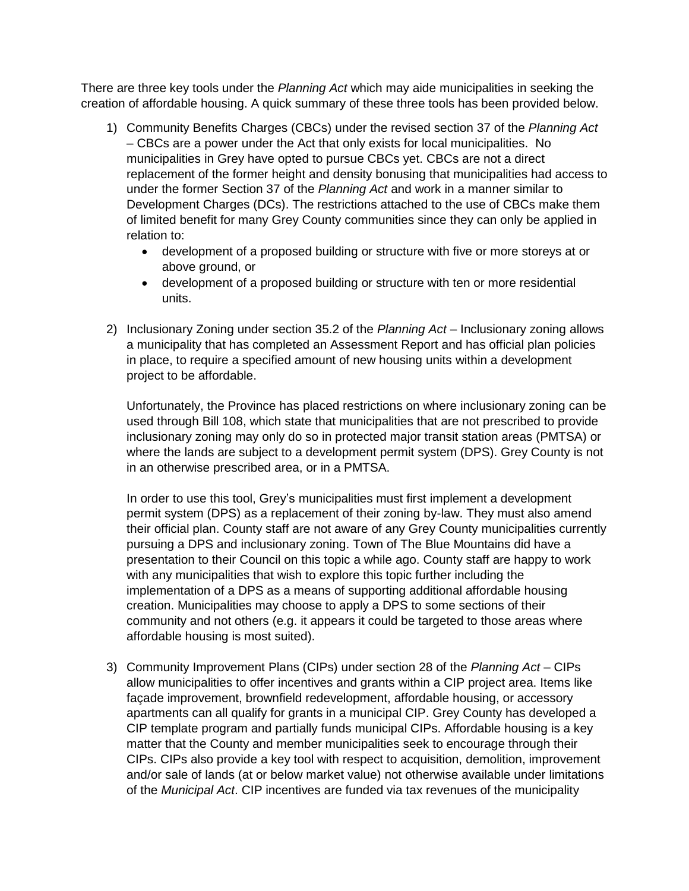There are three key tools under the *Planning Act* which may aide municipalities in seeking the creation of affordable housing. A quick summary of these three tools has been provided below.

1) Community Benefits Charges (CBCs) under the revised section 37 of the *Planning Act* – CBCs are a power under the Act that only exists for local municipalities. No municipalities in Grey have opted to pursue CBCs yet. CBCs are not a direct replacement of the former height and density bonusing that municipalities had access to under the former Section 37 of the *Planning Act* and work in a manner similar to Development Charges (DCs). The restrictions attached to the use of CBCs make them of limited benefit for many Grey County communities since they can only be applied in relation to:
   - development of a proposed building or structure with five or more storeys at or above ground, or
   - development of a proposed building or structure with ten or more residential units.

2) Inclusionary Zoning under section 35.2 of the *Planning Act* – Inclusionary zoning allows a municipality that has completed an Assessment Report and has official plan policies in place, to require a specified amount of new housing units within a development project to be affordable.

   Unfortunately, the Province has placed restrictions on where inclusionary zoning can be used through Bill 108, which state that municipalities that are not prescribed to provide inclusionary zoning may only do so in protected major transit station areas (PMTSA) or where the lands are subject to a development permit system (DPS). Grey County is not in an otherwise prescribed area, or in a PMTSA.

   In order to use this tool, Grey's municipalities must first implement a development permit system (DPS) as a replacement of their zoning by-law. They must also amend their official plan. County staff are not aware of any Grey County municipalities currently pursuing a DPS and inclusionary zoning. Town of The Blue Mountains did have a presentation to their Council on this topic a while ago. County staff are happy to work with any municipalities that wish to explore this topic further including the implementation of a DPS as a means of supporting additional affordable housing creation. Municipalities may choose to apply a DPS to some sections of their community and not others (e.g. it appears it could be targeted to those areas where affordable housing is most suited).

3) Community Improvement Plans (CIPs) under section 28 of the *Planning Act* – CIPs allow municipalities to offer incentives and grants within a CIP project area. Items like façade improvement, brownfield redevelopment, affordable housing, or accessory apartments can all qualify for grants in a municipal CIP. Grey County has developed a CIP template program and partially funds municipal CIPs. Affordable housing is a key matter that the County and member municipalities seek to encourage through their CIPs. CIPs also provide a key tool with respect to acquisition, demolition, improvement and/or sale of lands (at or below market value) not otherwise available under limitations of the *Municipal Act*. CIP incentives are funded via tax revenues of the municipality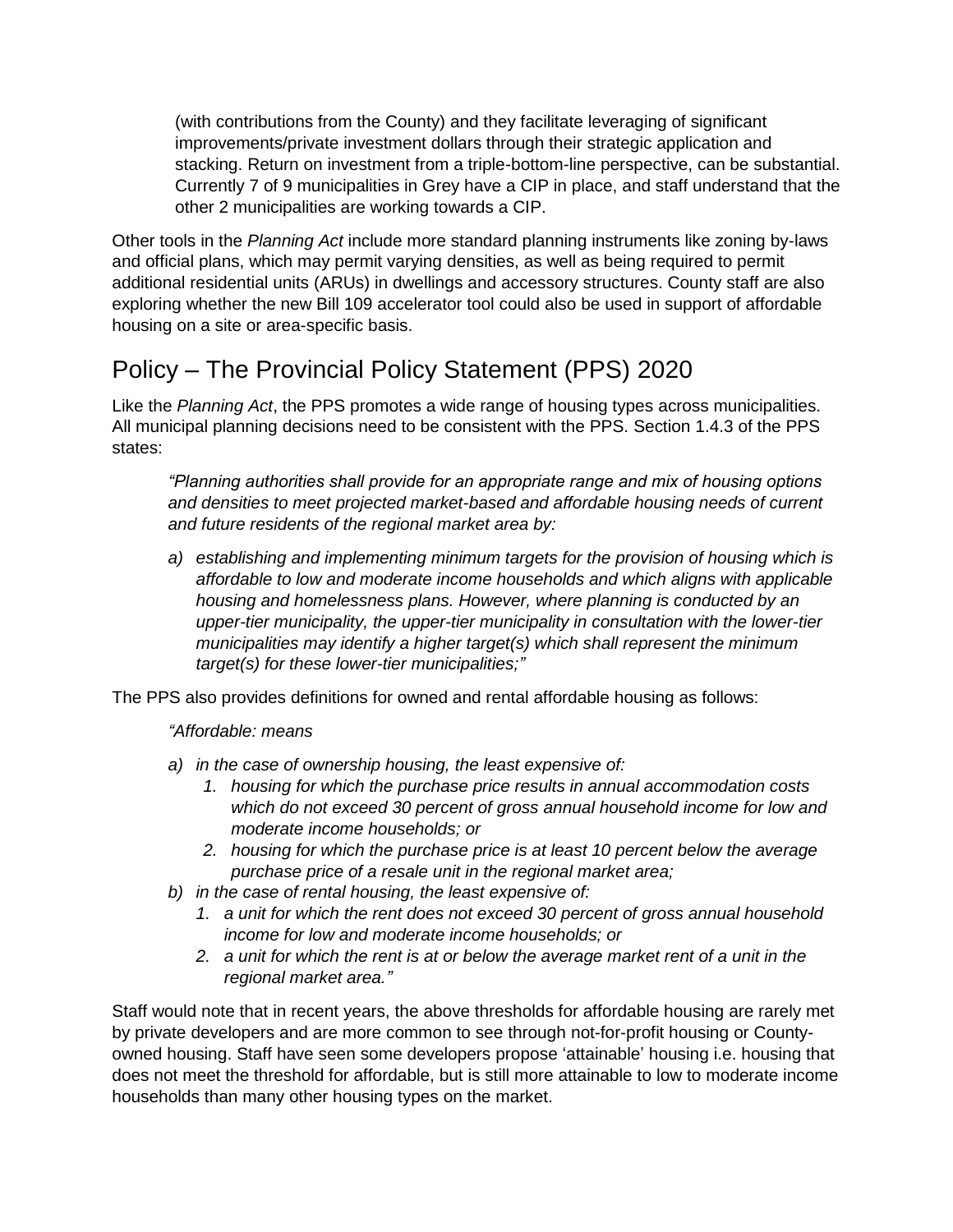(with contributions from the County) and they facilitate leveraging of significant improvements/private investment dollars through their strategic application and stacking. Return on investment from a triple-bottom-line perspective, can be substantial. Currently 7 of 9 municipalities in Grey have a CIP in place, and staff understand that the other 2 municipalities are working towards a CIP.

Other tools in the *Planning Act* include more standard planning instruments like zoning by-laws and official plans, which may permit varying densities, as well as being required to permit additional residential units (ARUs) in dwellings and accessory structures. County staff are also exploring whether the new Bill 109 accelerator tool could also be used in support of affordable housing on a site or area-specific basis.

## Policy – The Provincial Policy Statement (PPS) 2020

Like the *Planning Act*, the PPS promotes a wide range of housing types across municipalities. All municipal planning decisions need to be consistent with the PPS. Section 1.4.3 of the PPS states:

> *"Planning authorities shall provide for an appropriate range and mix of housing options and densities to meet projected market-based and affordable housing needs of current and future residents of the regional market area by:*
>
> *a) establishing and implementing minimum targets for the provision of housing which is affordable to low and moderate income households and which aligns with applicable housing and homelessness plans. However, where planning is conducted by an upper-tier municipality, the upper-tier municipality in consultation with the lower-tier municipalities may identify a higher target(s) which shall represent the minimum target(s) for these lower-tier municipalities;"*

The PPS also provides definitions for owned and rental affordable housing as follows:

> *"Affordable: means*
>
> *a) in the case of ownership housing, the least expensive of:*
>    1. *housing for which the purchase price results in annual accommodation costs which do not exceed 30 percent of gross annual household income for low and moderate income households; or*
>    2. *housing for which the purchase price is at least 10 percent below the average purchase price of a resale unit in the regional market area;*
>
> *b) in the case of rental housing, the least expensive of:*
>    1. *a unit for which the rent does not exceed 30 percent of gross annual household income for low and moderate income households; or*
>    2. *a unit for which the rent is at or below the average market rent of a unit in the regional market area."*

Staff would note that in recent years, the above thresholds for affordable housing are rarely met by private developers and are more common to see through not-for-profit housing or County-owned housing. Staff have seen some developers propose 'attainable' housing i.e. housing that does not meet the threshold for affordable, but is still more attainable to low to moderate income households than many other housing types on the market.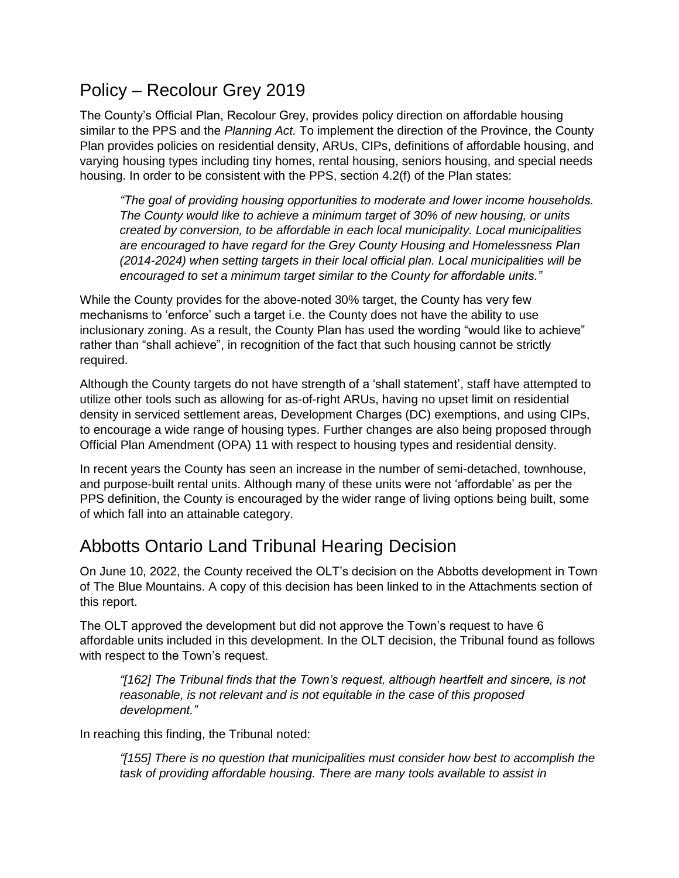## Policy – Recolour Grey 2019

The County's Official Plan, Recolour Grey, provides policy direction on affordable housing similar to the PPS and the *Planning Act.* To implement the direction of the Province, the County Plan provides policies on residential density, ARUs, CIPs, definitions of affordable housing, and varying housing types including tiny homes, rental housing, seniors housing, and special needs housing. In order to be consistent with the PPS, section 4.2(f) of the Plan states:

> *"The goal of providing housing opportunities to moderate and lower income households. The County would like to achieve a minimum target of 30% of new housing, or units created by conversion, to be affordable in each local municipality. Local municipalities are encouraged to have regard for the Grey County Housing and Homelessness Plan (2014-2024) when setting targets in their local official plan. Local municipalities will be encouraged to set a minimum target similar to the County for affordable units."*

While the County provides for the above-noted 30% target, the County has very few mechanisms to 'enforce' such a target i.e. the County does not have the ability to use inclusionary zoning. As a result, the County Plan has used the wording "would like to achieve" rather than "shall achieve", in recognition of the fact that such housing cannot be strictly required.

Although the County targets do not have strength of a 'shall statement', staff have attempted to utilize other tools such as allowing for as-of-right ARUs, having no upset limit on residential density in serviced settlement areas, Development Charges (DC) exemptions, and using CIPs, to encourage a wide range of housing types. Further changes are also being proposed through Official Plan Amendment (OPA) 11 with respect to housing types and residential density.

In recent years the County has seen an increase in the number of semi-detached, townhouse, and purpose-built rental units. Although many of these units were not 'affordable' as per the PPS definition, the County is encouraged by the wider range of living options being built, some of which fall into an attainable category.

## Abbotts Ontario Land Tribunal Hearing Decision

On June 10, 2022, the County received the OLT's decision on the Abbotts development in Town of The Blue Mountains. A copy of this decision has been linked to in the Attachments section of this report.

The OLT approved the development but did not approve the Town's request to have 6 affordable units included in this development. In the OLT decision, the Tribunal found as follows with respect to the Town's request.

> *"[162] The Tribunal finds that the Town's request, although heartfelt and sincere, is not reasonable, is not relevant and is not equitable in the case of this proposed development."*

In reaching this finding, the Tribunal noted:

> *"[155] There is no question that municipalities must consider how best to accomplish the task of providing affordable housing. There are many tools available to assist in*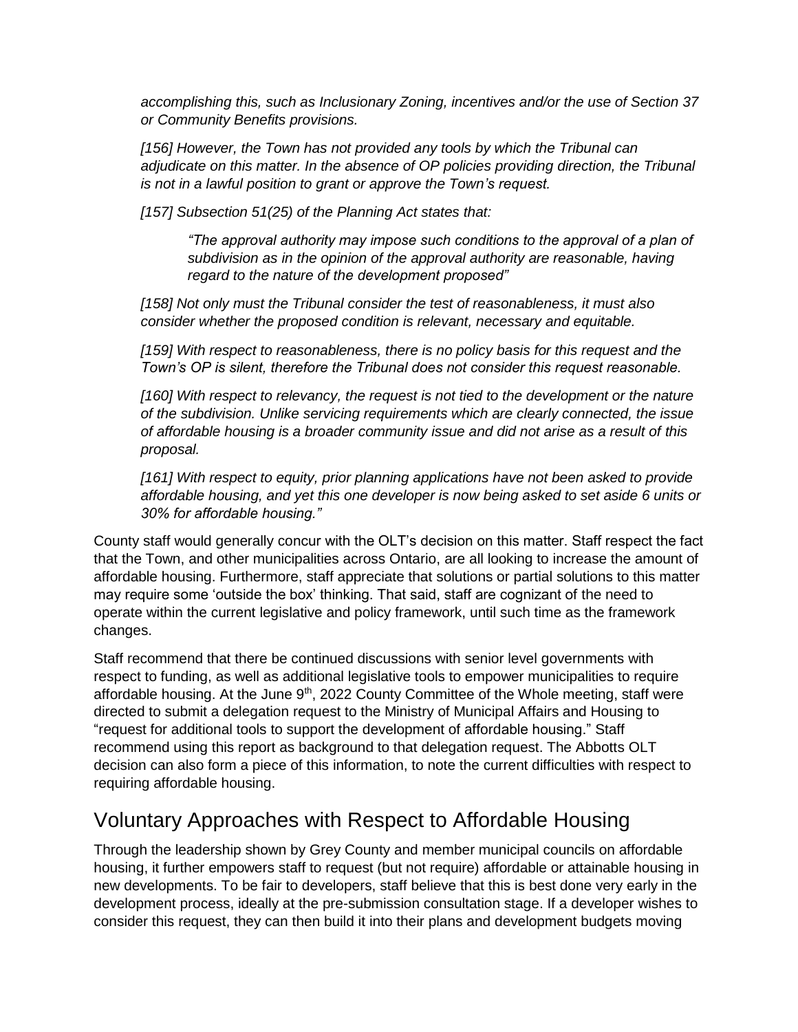*accomplishing this, such as Inclusionary Zoning, incentives and/or the use of Section 37 or Community Benefits provisions.*

*[156] However, the Town has not provided any tools by which the Tribunal can adjudicate on this matter. In the absence of OP policies providing direction, the Tribunal is not in a lawful position to grant or approve the Town's request.*

*[157] Subsection 51(25) of the Planning Act states that:*

> *"The approval authority may impose such conditions to the approval of a plan of subdivision as in the opinion of the approval authority are reasonable, having regard to the nature of the development proposed"*

*[158] Not only must the Tribunal consider the test of reasonableness, it must also consider whether the proposed condition is relevant, necessary and equitable.*

*[159] With respect to reasonableness, there is no policy basis for this request and the Town's OP is silent, therefore the Tribunal does not consider this request reasonable.*

*[160] With respect to relevancy, the request is not tied to the development or the nature of the subdivision. Unlike servicing requirements which are clearly connected, the issue of affordable housing is a broader community issue and did not arise as a result of this proposal.*

*[161] With respect to equity, prior planning applications have not been asked to provide affordable housing, and yet this one developer is now being asked to set aside 6 units or 30% for affordable housing."*

County staff would generally concur with the OLT's decision on this matter. Staff respect the fact that the Town, and other municipalities across Ontario, are all looking to increase the amount of affordable housing. Furthermore, staff appreciate that solutions or partial solutions to this matter may require some 'outside the box' thinking. That said, staff are cognizant of the need to operate within the current legislative and policy framework, until such time as the framework changes.

Staff recommend that there be continued discussions with senior level governments with respect to funding, as well as additional legislative tools to empower municipalities to require affordable housing. At the June 9th, 2022 County Committee of the Whole meeting, staff were directed to submit a delegation request to the Ministry of Municipal Affairs and Housing to "request for additional tools to support the development of affordable housing." Staff recommend using this report as background to that delegation request. The Abbotts OLT decision can also form a piece of this information, to note the current difficulties with respect to requiring affordable housing.

## Voluntary Approaches with Respect to Affordable Housing

Through the leadership shown by Grey County and member municipal councils on affordable housing, it further empowers staff to request (but not require) affordable or attainable housing in new developments. To be fair to developers, staff believe that this is best done very early in the development process, ideally at the pre-submission consultation stage. If a developer wishes to consider this request, they can then build it into their plans and development budgets moving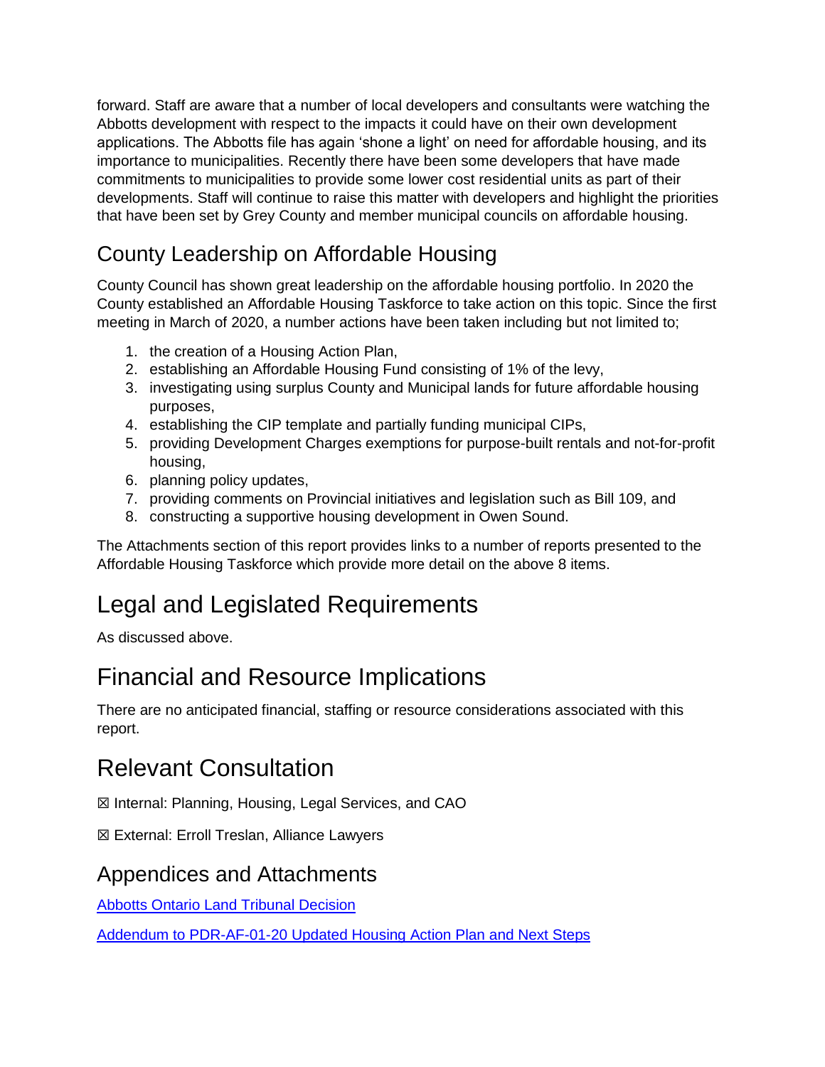forward. Staff are aware that a number of local developers and consultants were watching the Abbotts development with respect to the impacts it could have on their own development applications. The Abbotts file has again 'shone a light' on need for affordable housing, and its importance to municipalities. Recently there have been some developers that have made commitments to municipalities to provide some lower cost residential units as part of their developments. Staff will continue to raise this matter with developers and highlight the priorities that have been set by Grey County and member municipal councils on affordable housing.

## County Leadership on Affordable Housing

County Council has shown great leadership on the affordable housing portfolio. In 2020 the County established an Affordable Housing Taskforce to take action on this topic. Since the first meeting in March of 2020, a number actions have been taken including but not limited to;

1. the creation of a Housing Action Plan,
2. establishing an Affordable Housing Fund consisting of 1% of the levy,
3. investigating using surplus County and Municipal lands for future affordable housing purposes,
4. establishing the CIP template and partially funding municipal CIPs,
5. providing Development Charges exemptions for purpose-built rentals and not-for-profit housing,
6. planning policy updates,
7. providing comments on Provincial initiatives and legislation such as Bill 109, and
8. constructing a supportive housing development in Owen Sound.

The Attachments section of this report provides links to a number of reports presented to the Affordable Housing Taskforce which provide more detail on the above 8 items.

# Legal and Legislated Requirements

As discussed above.

# Financial and Resource Implications

There are no anticipated financial, staffing or resource considerations associated with this report.

# Relevant Consultation

☒ Internal: Planning, Housing, Legal Services, and CAO

☒ External: Erroll Treslan, Alliance Lawyers

## Appendices and Attachments

Abbotts Ontario Land Tribunal Decision

Addendum to PDR-AF-01-20 Updated Housing Action Plan and Next Steps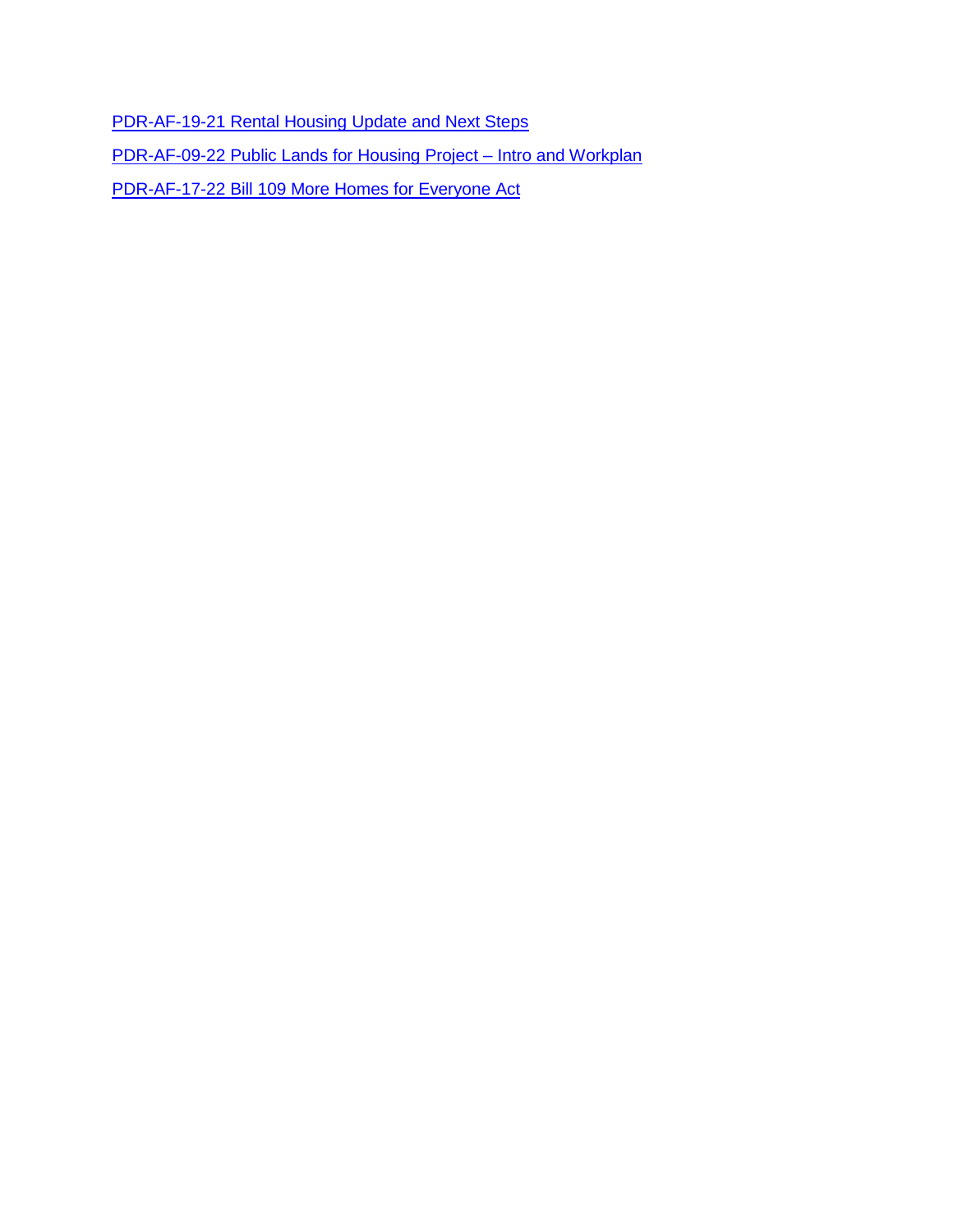PDR-AF-19-21 Rental Housing Update and Next Steps

PDR-AF-09-22 Public Lands for Housing Project – Intro and Workplan

PDR-AF-17-22 Bill 109 More Homes for Everyone Act